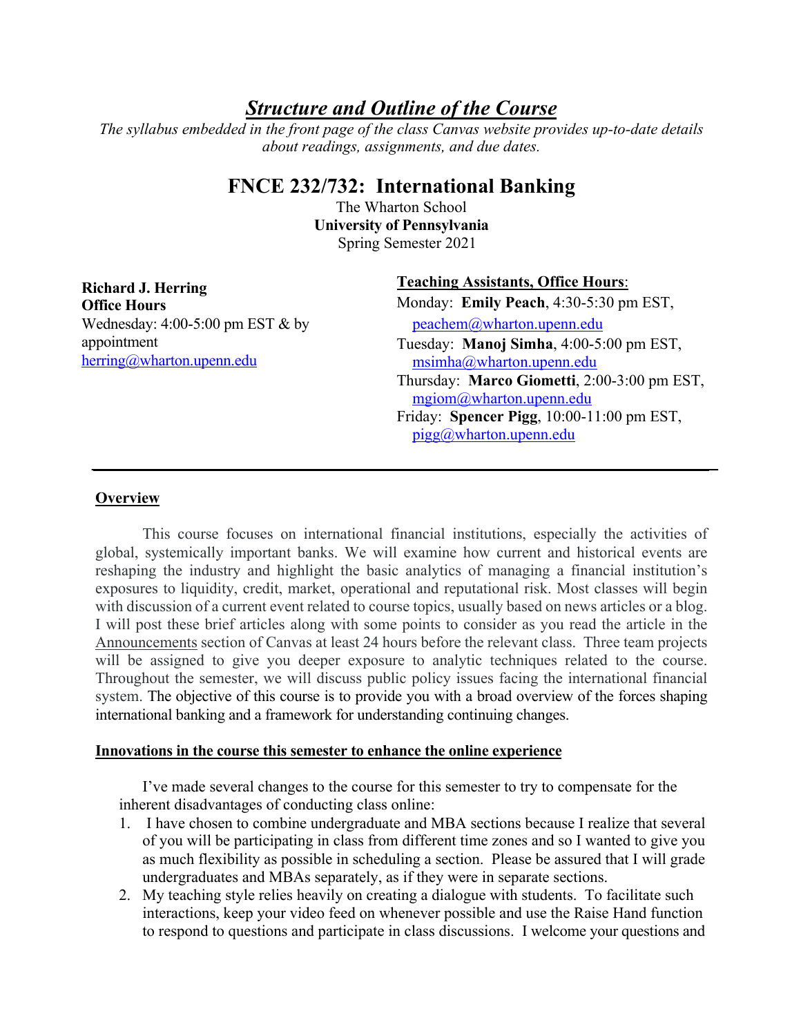# ***Structure and Outline of the Course***

*The syllabus embedded in the front page of the class Canvas website provides up-to-date details about readings, assignments, and due dates.*

## FNCE 232/732: International Banking

The Wharton School
**University of Pennsylvania**
Spring Semester 2021

**Richard J. Herring**
**Office Hours**
Wednesday: 4:00-5:00 pm EST & by appointment
herring@wharton.upenn.edu

**Teaching Assistants, Office Hours**:
Monday: **Emily Peach**, 4:30-5:30 pm EST, peachem@wharton.upenn.edu
Tuesday: **Manoj Simha**, 4:00-5:00 pm EST, msimha@wharton.upenn.edu
Thursday: **Marco Giometti**, 2:00-3:00 pm EST, mgiom@wharton.upenn.edu
Friday: **Spencer Pigg**, 10:00-11:00 pm EST, pigg@wharton.upenn.edu

---

**Overview**

This course focuses on international financial institutions, especially the activities of global, systemically important banks. We will examine how current and historical events are reshaping the industry and highlight the basic analytics of managing a financial institution's exposures to liquidity, credit, market, operational and reputational risk. Most classes will begin with discussion of a current event related to course topics, usually based on news articles or a blog. I will post these brief articles along with some points to consider as you read the article in the Announcements section of Canvas at least 24 hours before the relevant class. Three team projects will be assigned to give you deeper exposure to analytic techniques related to the course. Throughout the semester, we will discuss public policy issues facing the international financial system. The objective of this course is to provide you with a broad overview of the forces shaping international banking and a framework for understanding continuing changes.

**Innovations in the course this semester to enhance the online experience**

I've made several changes to the course for this semester to try to compensate for the inherent disadvantages of conducting class online:

1. I have chosen to combine undergraduate and MBA sections because I realize that several of you will be participating in class from different time zones and so I wanted to give you as much flexibility as possible in scheduling a section. Please be assured that I will grade undergraduates and MBAs separately, as if they were in separate sections.
2. My teaching style relies heavily on creating a dialogue with students. To facilitate such interactions, keep your video feed on whenever possible and use the Raise Hand function to respond to questions and participate in class discussions. I welcome your questions and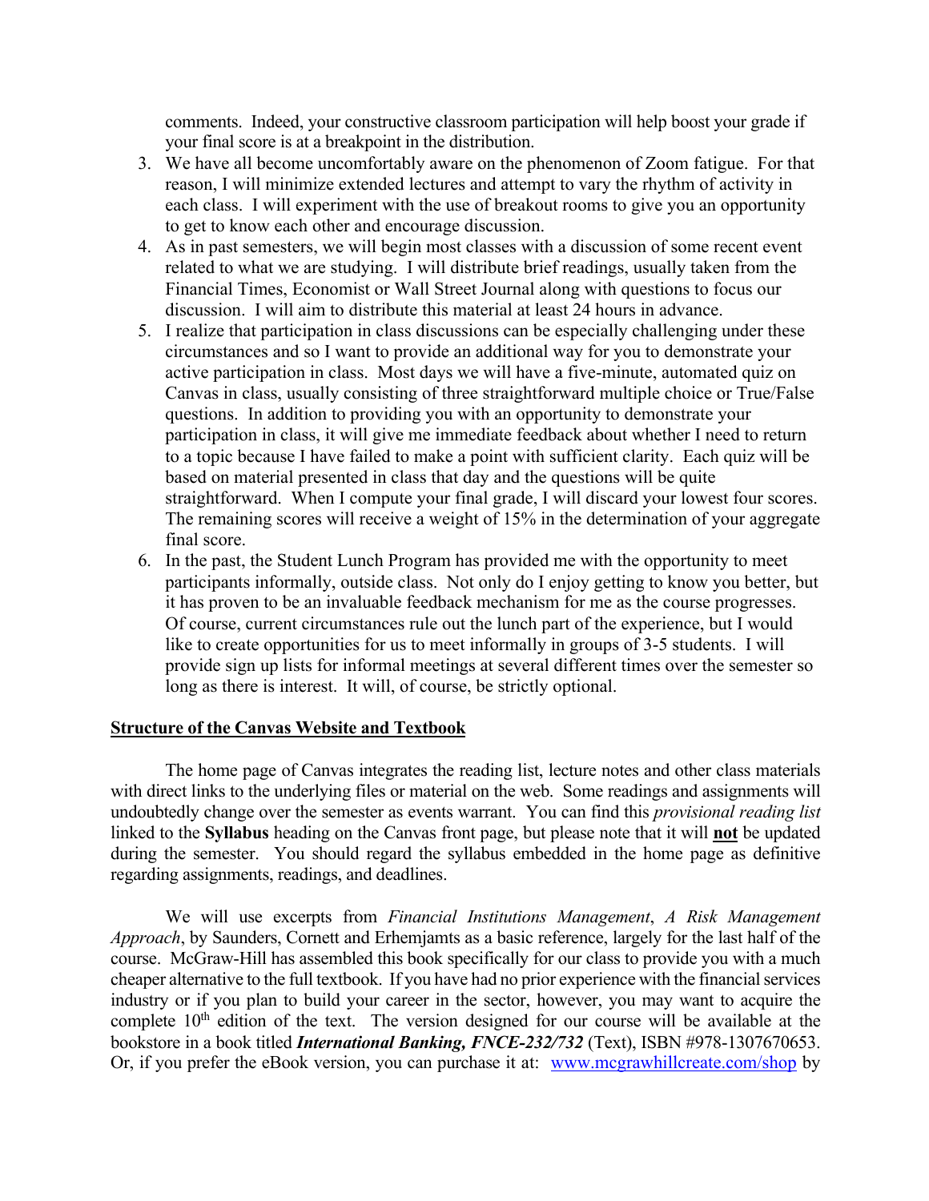comments. Indeed, your constructive classroom participation will help boost your grade if your final score is at a breakpoint in the distribution.

3. We have all become uncomfortably aware on the phenomenon of Zoom fatigue. For that reason, I will minimize extended lectures and attempt to vary the rhythm of activity in each class. I will experiment with the use of breakout rooms to give you an opportunity to get to know each other and encourage discussion.
4. As in past semesters, we will begin most classes with a discussion of some recent event related to what we are studying. I will distribute brief readings, usually taken from the Financial Times, Economist or Wall Street Journal along with questions to focus our discussion. I will aim to distribute this material at least 24 hours in advance.
5. I realize that participation in class discussions can be especially challenging under these circumstances and so I want to provide an additional way for you to demonstrate your active participation in class. Most days we will have a five-minute, automated quiz on Canvas in class, usually consisting of three straightforward multiple choice or True/False questions. In addition to providing you with an opportunity to demonstrate your participation in class, it will give me immediate feedback about whether I need to return to a topic because I have failed to make a point with sufficient clarity. Each quiz will be based on material presented in class that day and the questions will be quite straightforward. When I compute your final grade, I will discard your lowest four scores. The remaining scores will receive a weight of 15% in the determination of your aggregate final score.
6. In the past, the Student Lunch Program has provided me with the opportunity to meet participants informally, outside class. Not only do I enjoy getting to know you better, but it has proven to be an invaluable feedback mechanism for me as the course progresses. Of course, current circumstances rule out the lunch part of the experience, but I would like to create opportunities for us to meet informally in groups of 3-5 students. I will provide sign up lists for informal meetings at several different times over the semester so long as there is interest. It will, of course, be strictly optional.

**Structure of the Canvas Website and Textbook**

The home page of Canvas integrates the reading list, lecture notes and other class materials with direct links to the underlying files or material on the web. Some readings and assignments will undoubtedly change over the semester as events warrant. You can find this *provisional reading list* linked to the **Syllabus** heading on the Canvas front page, but please note that it will **not** be updated during the semester. You should regard the syllabus embedded in the home page as definitive regarding assignments, readings, and deadlines.

We will use excerpts from *Financial Institutions Management*, *A Risk Management Approach*, by Saunders, Cornett and Erhemjamts as a basic reference, largely for the last half of the course. McGraw-Hill has assembled this book specifically for our class to provide you with a much cheaper alternative to the full textbook. If you have had no prior experience with the financial services industry or if you plan to build your career in the sector, however, you may want to acquire the complete 10th edition of the text. The version designed for our course will be available at the bookstore in a book titled ***International Banking, FNCE-232/732*** (Text), ISBN #978-1307670653. Or, if you prefer the eBook version, you can purchase it at: [www.mcgrawhillcreate.com/shop](www.mcgrawhillcreate.com/shop) by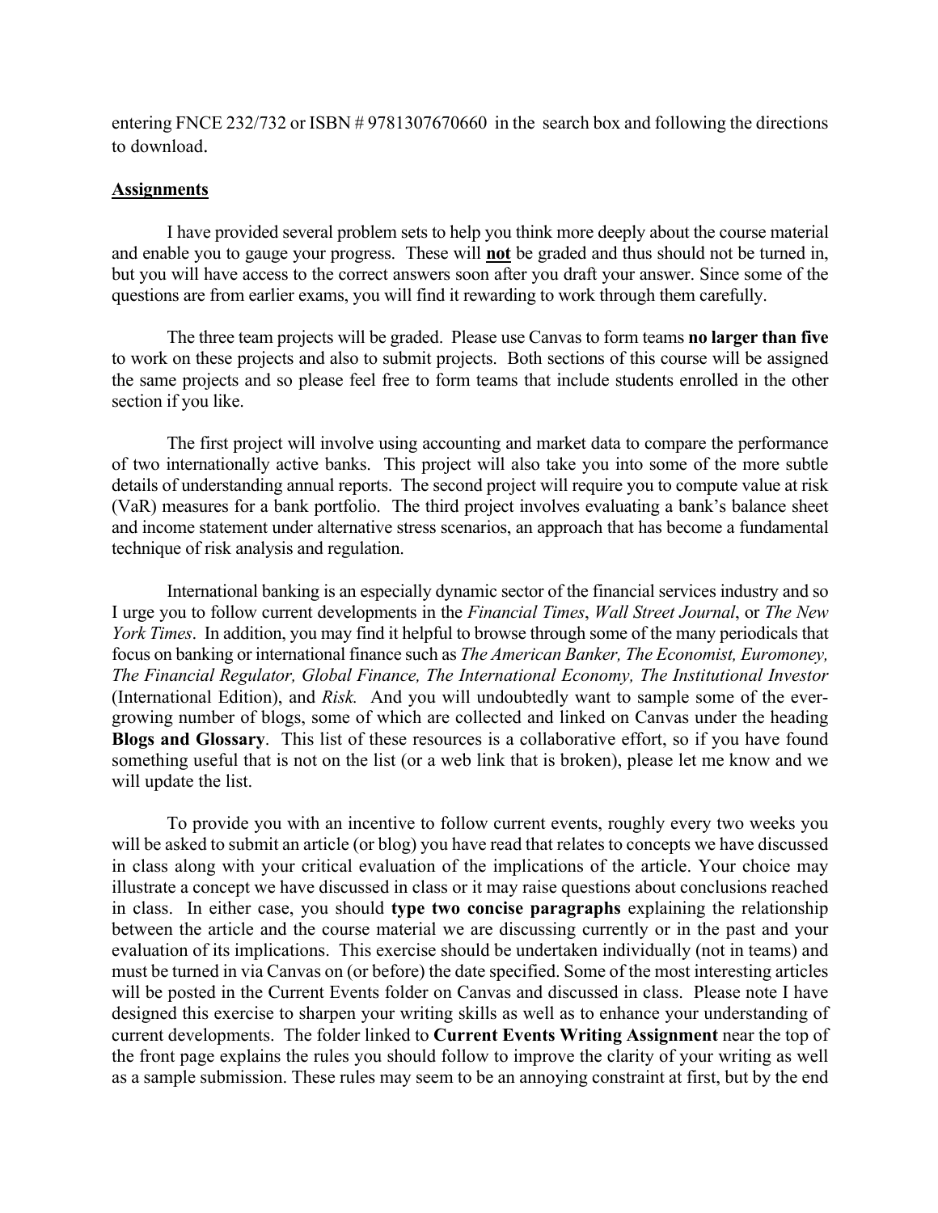entering FNCE 232/732 or ISBN # 9781307670660 in the search box and following the directions to download.

## Assignments

I have provided several problem sets to help you think more deeply about the course material and enable you to gauge your progress. These will **not** be graded and thus should not be turned in, but you will have access to the correct answers soon after you draft your answer. Since some of the questions are from earlier exams, you will find it rewarding to work through them carefully.

The three team projects will be graded. Please use Canvas to form teams **no larger than five** to work on these projects and also to submit projects. Both sections of this course will be assigned the same projects and so please feel free to form teams that include students enrolled in the other section if you like.

The first project will involve using accounting and market data to compare the performance of two internationally active banks. This project will also take you into some of the more subtle details of understanding annual reports. The second project will require you to compute value at risk (VaR) measures for a bank portfolio. The third project involves evaluating a bank's balance sheet and income statement under alternative stress scenarios, an approach that has become a fundamental technique of risk analysis and regulation.

International banking is an especially dynamic sector of the financial services industry and so I urge you to follow current developments in the *Financial Times*, *Wall Street Journal*, or *The New York Times*. In addition, you may find it helpful to browse through some of the many periodicals that focus on banking or international finance such as *The American Banker, The Economist, Euromoney, The Financial Regulator, Global Finance, The International Economy, The Institutional Investor* (International Edition), and *Risk.* And you will undoubtedly want to sample some of the ever-growing number of blogs, some of which are collected and linked on Canvas under the heading **Blogs and Glossary**. This list of these resources is a collaborative effort, so if you have found something useful that is not on the list (or a web link that is broken), please let me know and we will update the list.

To provide you with an incentive to follow current events, roughly every two weeks you will be asked to submit an article (or blog) you have read that relates to concepts we have discussed in class along with your critical evaluation of the implications of the article. Your choice may illustrate a concept we have discussed in class or it may raise questions about conclusions reached in class. In either case, you should **type two concise paragraphs** explaining the relationship between the article and the course material we are discussing currently or in the past and your evaluation of its implications. This exercise should be undertaken individually (not in teams) and must be turned in via Canvas on (or before) the date specified. Some of the most interesting articles will be posted in the Current Events folder on Canvas and discussed in class. Please note I have designed this exercise to sharpen your writing skills as well as to enhance your understanding of current developments. The folder linked to **Current Events Writing Assignment** near the top of the front page explains the rules you should follow to improve the clarity of your writing as well as a sample submission. These rules may seem to be an annoying constraint at first, but by the end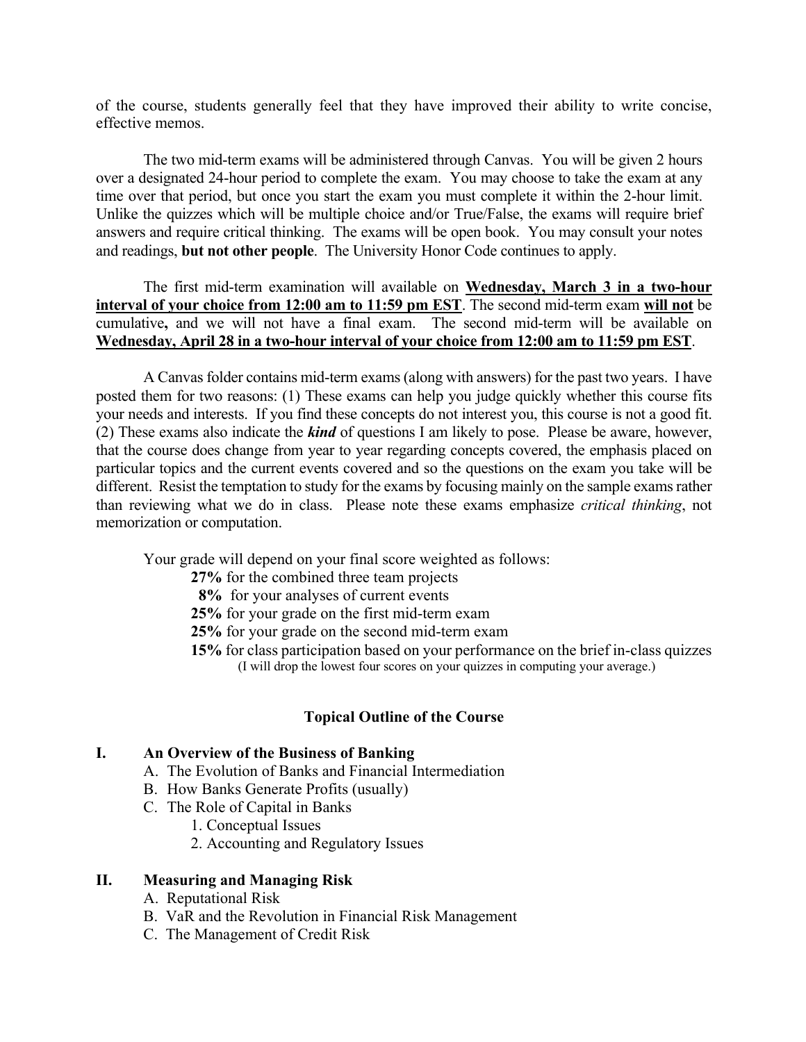of the course, students generally feel that they have improved their ability to write concise, effective memos.

The two mid-term exams will be administered through Canvas. You will be given 2 hours over a designated 24-hour period to complete the exam. You may choose to take the exam at any time over that period, but once you start the exam you must complete it within the 2-hour limit. Unlike the quizzes which will be multiple choice and/or True/False, the exams will require brief answers and require critical thinking. The exams will be open book. You may consult your notes and readings, **but not other people**. The University Honor Code continues to apply.

The first mid-term examination will available on **Wednesday, March 3 in a two-hour interval of your choice from 12:00 am to 11:59 pm EST**. The second mid-term exam **will not** be cumulative**,** and we will not have a final exam. The second mid-term will be available on **Wednesday, April 28 in a two-hour interval of your choice from 12:00 am to 11:59 pm EST**.

A Canvas folder contains mid-term exams (along with answers) for the past two years. I have posted them for two reasons: (1) These exams can help you judge quickly whether this course fits your needs and interests. If you find these concepts do not interest you, this course is not a good fit. (2) These exams also indicate the ***kind*** of questions I am likely to pose. Please be aware, however, that the course does change from year to year regarding concepts covered, the emphasis placed on particular topics and the current events covered and so the questions on the exam you take will be different. Resist the temptation to study for the exams by focusing mainly on the sample exams rather than reviewing what we do in class. Please note these exams emphasize *critical thinking*, not memorization or computation.

Your grade will depend on your final score weighted as follows:

- **27%** for the combined three team projects
- **8%** for your analyses of current events
- **25%** for your grade on the first mid-term exam
- **25%** for your grade on the second mid-term exam
- **15%** for class participation based on your performance on the brief in-class quizzes (I will drop the lowest four scores on your quizzes in computing your average.)

## Topical Outline of the Course

**I. An Overview of the Business of Banking**

- A. The Evolution of Banks and Financial Intermediation
- B. How Banks Generate Profits (usually)
- C. The Role of Capital in Banks
  1. Conceptual Issues
  2. Accounting and Regulatory Issues

**II. Measuring and Managing Risk**

- A. Reputational Risk
- B. VaR and the Revolution in Financial Risk Management
- C. The Management of Credit Risk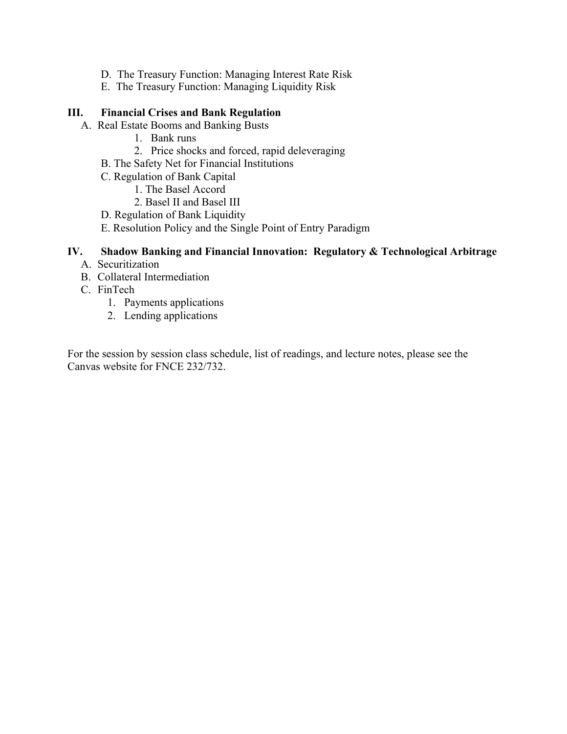D. The Treasury Function: Managing Interest Rate Risk
   E. The Treasury Function: Managing Liquidity Risk

**III. Financial Crises and Bank Regulation**

- A. Real Estate Booms and Banking Busts
  1. Bank runs
  2. Price shocks and forced, rapid deleveraging
- B. The Safety Net for Financial Institutions
- C. Regulation of Bank Capital
  1. The Basel Accord
  2. Basel II and Basel III
- D. Regulation of Bank Liquidity
- E. Resolution Policy and the Single Point of Entry Paradigm

**IV. Shadow Banking and Financial Innovation: Regulatory & Technological Arbitrage**

- A. Securitization
- B. Collateral Intermediation
- C. FinTech
  1. Payments applications
  2. Lending applications

For the session by session class schedule, list of readings, and lecture notes, please see the Canvas website for FNCE 232/732.